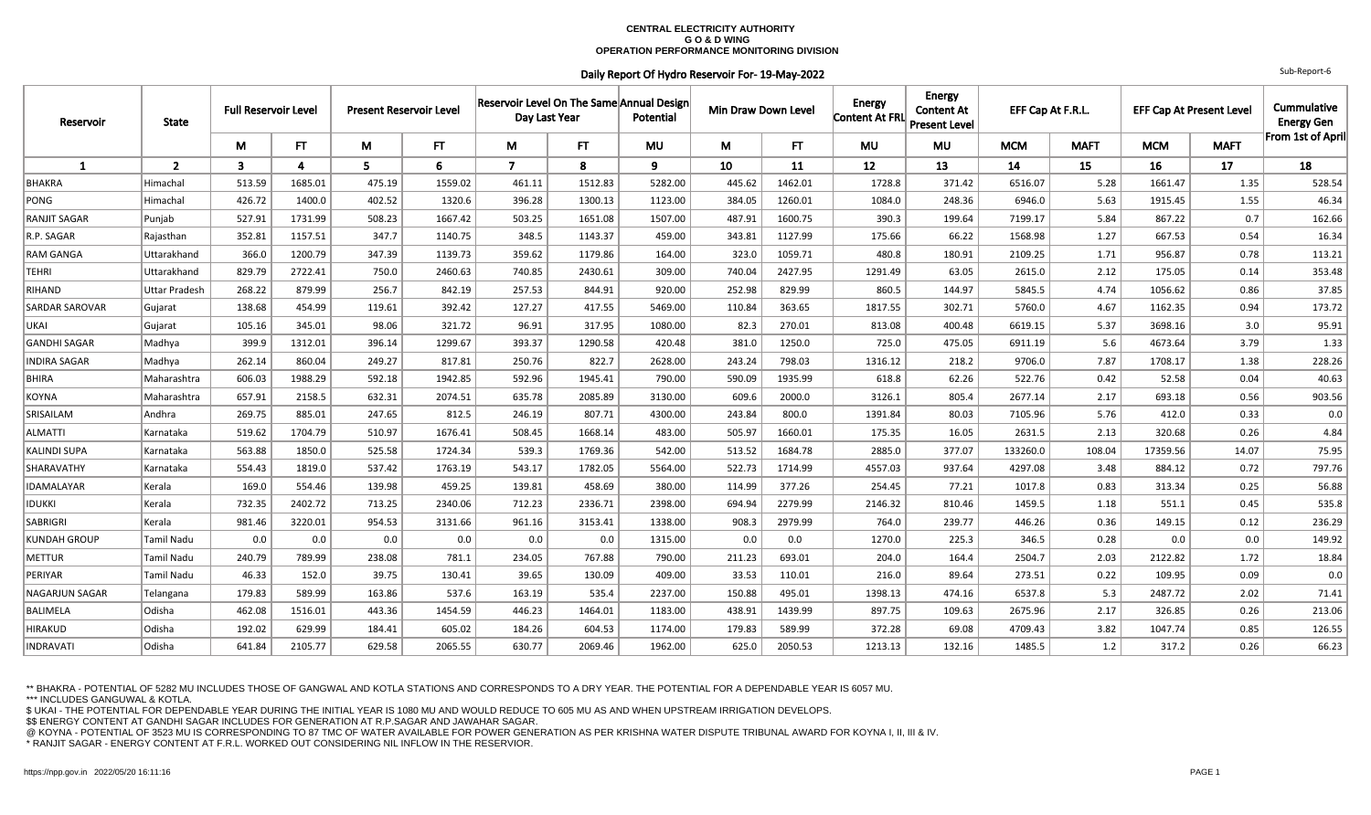**CENTRAL ELECTRICITY AUTHORITY**
**G O & D WING**
**OPERATION PERFORMANCE MONITORING DIVISION**

**Daily Report Of Hydro Reservoir For- 19-May-2022**

Sub-Report-6

| Reservoir | State | Full Reservoir Level | | Present Reservoir Level | | Reservoir Level On The Same Day Last Year | | Annual Design Potential | Min Draw Down Level | | Energy Content At FRL | Energy Content At Present Level | EFF Cap At F.R.L. | | EFF Cap At Present Level | | Cummulative Energy Gen From 1st of April |
|---|---|---|---|---|---|---|---|---|---|---|---|---|---|---|---|---|---|
| | | M | FT | M | FT | M | FT | MU | M | FT | MU | MU | MCM | MAFT | MCM | MAFT | |
| 1 | 2 | 3 | 4 | 5 | 6 | 7 | 8 | 9 | 10 | 11 | 12 | 13 | 14 | 15 | 16 | 17 | 18 |
| BHAKRA | Himachal | 513.59 | 1685.01 | 475.19 | 1559.02 | 461.11 | 1512.83 | 5282.00 | 445.62 | 1462.01 | 1728.8 | 371.42 | 6516.07 | 5.28 | 1661.47 | 1.35 | 528.54 |
| PONG | Himachal | 426.72 | 1400.0 | 402.52 | 1320.6 | 396.28 | 1300.13 | 1123.00 | 384.05 | 1260.01 | 1084.0 | 248.36 | 6946.0 | 5.63 | 1915.45 | 1.55 | 46.34 |
| RANJIT SAGAR | Punjab | 527.91 | 1731.99 | 508.23 | 1667.42 | 503.25 | 1651.08 | 1507.00 | 487.91 | 1600.75 | 390.3 | 199.64 | 7199.17 | 5.84 | 867.22 | 0.7 | 162.66 |
| R.P. SAGAR | Rajasthan | 352.81 | 1157.51 | 347.7 | 1140.75 | 348.5 | 1143.37 | 459.00 | 343.81 | 1127.99 | 175.66 | 66.22 | 1568.98 | 1.27 | 667.53 | 0.54 | 16.34 |
| RAM GANGA | Uttarakhand | 366.0 | 1200.79 | 347.39 | 1139.73 | 359.62 | 1179.86 | 164.00 | 323.0 | 1059.71 | 480.8 | 180.91 | 2109.25 | 1.71 | 956.87 | 0.78 | 113.21 |
| TEHRI | Uttarakhand | 829.79 | 2722.41 | 750.0 | 2460.63 | 740.85 | 2430.61 | 309.00 | 740.04 | 2427.95 | 1291.49 | 63.05 | 2615.0 | 2.12 | 175.05 | 0.14 | 353.48 |
| RIHAND | Uttar Pradesh | 268.22 | 879.99 | 256.7 | 842.19 | 257.53 | 844.91 | 920.00 | 252.98 | 829.99 | 860.5 | 144.97 | 5845.5 | 4.74 | 1056.62 | 0.86 | 37.85 |
| SARDAR SAROVAR | Gujarat | 138.68 | 454.99 | 119.61 | 392.42 | 127.27 | 417.55 | 5469.00 | 110.84 | 363.65 | 1817.55 | 302.71 | 5760.0 | 4.67 | 1162.35 | 0.94 | 173.72 |
| UKAI | Gujarat | 105.16 | 345.01 | 98.06 | 321.72 | 96.91 | 317.95 | 1080.00 | 82.3 | 270.01 | 813.08 | 400.48 | 6619.15 | 5.37 | 3698.16 | 3.0 | 95.91 |
| GANDHI SAGAR | Madhya | 399.9 | 1312.01 | 396.14 | 1299.67 | 393.37 | 1290.58 | 420.48 | 381.0 | 1250.0 | 725.0 | 475.05 | 6911.19 | 5.6 | 4673.64 | 3.79 | 1.33 |
| INDIRA SAGAR | Madhya | 262.14 | 860.04 | 249.27 | 817.81 | 250.76 | 822.7 | 2628.00 | 243.24 | 798.03 | 1316.12 | 218.2 | 9706.0 | 7.87 | 1708.17 | 1.38 | 228.26 |
| BHIRA | Maharashtra | 606.03 | 1988.29 | 592.18 | 1942.85 | 592.96 | 1945.41 | 790.00 | 590.09 | 1935.99 | 618.8 | 62.26 | 522.76 | 0.42 | 52.58 | 0.04 | 40.63 |
| KOYNA | Maharashtra | 657.91 | 2158.5 | 632.31 | 2074.51 | 635.78 | 2085.89 | 3130.00 | 609.6 | 2000.0 | 3126.1 | 805.4 | 2677.14 | 2.17 | 693.18 | 0.56 | 903.56 |
| SRISAILAM | Andhra | 269.75 | 885.01 | 247.65 | 812.5 | 246.19 | 807.71 | 4300.00 | 243.84 | 800.0 | 1391.84 | 80.03 | 7105.96 | 5.76 | 412.0 | 0.33 | 0.0 |
| ALMATTI | Karnataka | 519.62 | 1704.79 | 510.97 | 1676.41 | 508.45 | 1668.14 | 483.00 | 505.97 | 1660.01 | 175.35 | 16.05 | 2631.5 | 2.13 | 320.68 | 0.26 | 4.84 |
| KALINDI SUPA | Karnataka | 563.88 | 1850.0 | 525.58 | 1724.34 | 539.3 | 1769.36 | 542.00 | 513.52 | 1684.78 | 2885.0 | 377.07 | 133260.0 | 108.04 | 17359.56 | 14.07 | 75.95 |
| SHARAVATHY | Karnataka | 554.43 | 1819.0 | 537.42 | 1763.19 | 543.17 | 1782.05 | 5564.00 | 522.73 | 1714.99 | 4557.03 | 937.64 | 4297.08 | 3.48 | 884.12 | 0.72 | 797.76 |
| IDAMALAYAR | Kerala | 169.0 | 554.46 | 139.98 | 459.25 | 139.81 | 458.69 | 380.00 | 114.99 | 377.26 | 254.45 | 77.21 | 1017.8 | 0.83 | 313.34 | 0.25 | 56.88 |
| IDUKKI | Kerala | 732.35 | 2402.72 | 713.25 | 2340.06 | 712.23 | 2336.71 | 2398.00 | 694.94 | 2279.99 | 2146.32 | 810.46 | 1459.5 | 1.18 | 551.1 | 0.45 | 535.8 |
| SABRIGRI | Kerala | 981.46 | 3220.01 | 954.53 | 3131.66 | 961.16 | 3153.41 | 1338.00 | 908.3 | 2979.99 | 764.0 | 239.77 | 446.26 | 0.36 | 149.15 | 0.12 | 236.29 |
| KUNDAH GROUP | Tamil Nadu | 0.0 | 0.0 | 0.0 | 0.0 | 0.0 | 0.0 | 1315.00 | 0.0 | 0.0 | 1270.0 | 225.3 | 346.5 | 0.28 | 0.0 | 0.0 | 149.92 |
| METTUR | Tamil Nadu | 240.79 | 789.99 | 238.08 | 781.1 | 234.05 | 767.88 | 790.00 | 211.23 | 693.01 | 204.0 | 164.4 | 2504.7 | 2.03 | 2122.82 | 1.72 | 18.84 |
| PERIYAR | Tamil Nadu | 46.33 | 152.0 | 39.75 | 130.41 | 39.65 | 130.09 | 409.00 | 33.53 | 110.01 | 216.0 | 89.64 | 273.51 | 0.22 | 109.95 | 0.09 | 0.0 |
| NAGARJUN SAGAR | Telangana | 179.83 | 589.99 | 163.86 | 537.6 | 163.19 | 535.4 | 2237.00 | 150.88 | 495.01 | 1398.13 | 474.16 | 6537.8 | 5.3 | 2487.72 | 2.02 | 71.41 |
| BALIMELA | Odisha | 462.08 | 1516.01 | 443.36 | 1454.59 | 446.23 | 1464.01 | 1183.00 | 438.91 | 1439.99 | 897.75 | 109.63 | 2675.96 | 2.17 | 326.85 | 0.26 | 213.06 |
| HIRAKUD | Odisha | 192.02 | 629.99 | 184.41 | 605.02 | 184.26 | 604.53 | 1174.00 | 179.83 | 589.99 | 372.28 | 69.08 | 4709.43 | 3.82 | 1047.74 | 0.85 | 126.55 |
| INDRAVATI | Odisha | 641.84 | 2105.77 | 629.58 | 2065.55 | 630.77 | 2069.46 | 1962.00 | 625.0 | 2050.53 | 1213.13 | 132.16 | 1485.5 | 1.2 | 317.2 | 0.26 | 66.23 |

** BHAKRA - POTENTIAL OF 5282 MU INCLUDES THOSE OF GANGWAL AND KOTLA STATIONS AND CORRESPONDS TO A DRY YEAR. THE POTENTIAL FOR A DEPENDABLE YEAR IS 6057 MU.
*** INCLUDES GANGUWAL & KOTLA.
$ UKAI - THE POTENTIAL FOR DEPENDABLE YEAR DURING THE INITIAL YEAR IS 1080 MU AND WOULD REDUCE TO 605 MU AS AND WHEN UPSTREAM IRRIGATION DEVELOPS.
$$ ENERGY CONTENT AT GANDHI SAGAR INCLUDES FOR GENERATION AT R.P.SAGAR AND JAWAHAR SAGAR.
@ KOYNA - POTENTIAL OF 3523 MU IS CORRESPONDING TO 87 TMC OF WATER AVAILABLE FOR POWER GENERATION AS PER KRISHNA WATER DISPUTE TRIBUNAL AWARD FOR KOYNA I, II, III & IV.
* RANJIT SAGAR - ENERGY CONTENT AT F.R.L. WORKED OUT CONSIDERING NIL INFLOW IN THE RESERVIOR.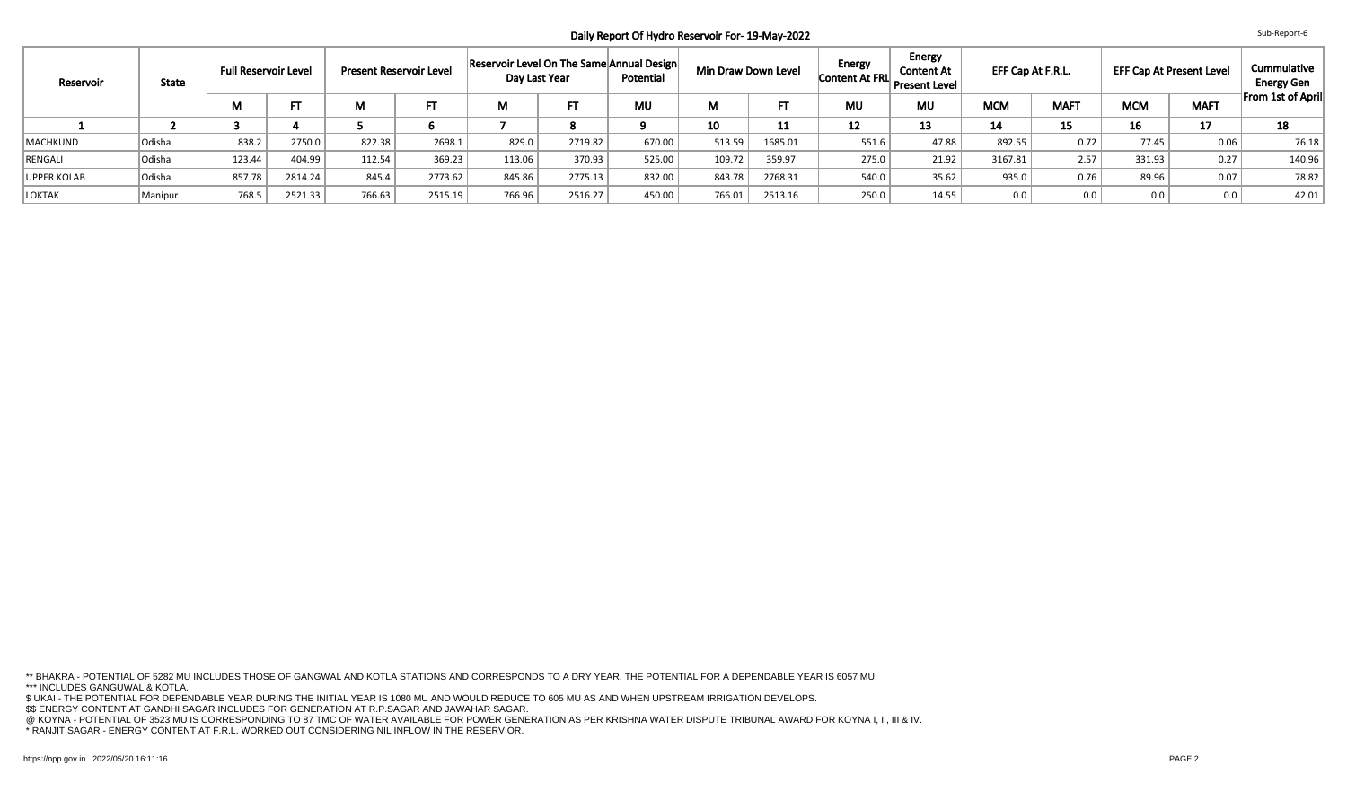## Daily Report Of Hydro Reservoir For- 19-May-2022

Sub-Report-6

| Reservoir | State | Full Reservoir Level | | Present Reservoir Level | | Reservoir Level On The Same Day Last Year | | Annual Design Potential | Min Draw Down Level | | Energy Content At FRL | Energy Content At Present Level | EFF Cap At F.R.L. | | EFF Cap At Present Level | | Cummulative Energy Gen From 1st of April |
|---|---|---|---|---|---|---|---|---|---|---|---|---|---|---|---|---|---|
| | | M | FT | M | FT | M | FT | MU | M | FT | MU | MU | MCM | MAFT | MCM | MAFT | |
| 1 | 2 | 3 | 4 | 5 | 6 | 7 | 8 | 9 | 10 | 11 | 12 | 13 | 14 | 15 | 16 | 17 | 18 |
| MACHKUND | Odisha | 838.2 | 2750.0 | 822.38 | 2698.1 | 829.0 | 2719.82 | 670.00 | 513.59 | 1685.01 | 551.6 | 47.88 | 892.55 | 0.72 | 77.45 | 0.06 | 76.18 |
| RENGALI | Odisha | 123.44 | 404.99 | 112.54 | 369.23 | 113.06 | 370.93 | 525.00 | 109.72 | 359.97 | 275.0 | 21.92 | 3167.81 | 2.57 | 331.93 | 0.27 | 140.96 |
| UPPER KOLAB | Odisha | 857.78 | 2814.24 | 845.4 | 2773.62 | 845.86 | 2775.13 | 832.00 | 843.78 | 2768.31 | 540.0 | 35.62 | 935.0 | 0.76 | 89.96 | 0.07 | 78.82 |
| LOKTAK | Manipur | 768.5 | 2521.33 | 766.63 | 2515.19 | 766.96 | 2516.27 | 450.00 | 766.01 | 2513.16 | 250.0 | 14.55 | 0.0 | 0.0 | 0.0 | 0.0 | 42.01 |

** BHAKRA - POTENTIAL OF 5282 MU INCLUDES THOSE OF GANGWAL AND KOTLA STATIONS AND CORRESPONDS TO A DRY YEAR. THE POTENTIAL FOR A DEPENDABLE YEAR IS 6057 MU.
*** INCLUDES GANGUWAL & KOTLA.
$ UKAI - THE POTENTIAL FOR DEPENDABLE YEAR DURING THE INITIAL YEAR IS 1080 MU AND WOULD REDUCE TO 605 MU AS AND WHEN UPSTREAM IRRIGATION DEVELOPS.
$$ ENERGY CONTENT AT GANDHI SAGAR INCLUDES FOR GENERATION AT R.P.SAGAR AND JAWAHAR SAGAR.
@ KOYNA - POTENTIAL OF 3523 MU IS CORRESPONDING TO 87 TMC OF WATER AVAILABLE FOR POWER GENERATION AS PER KRISHNA WATER DISPUTE TRIBUNAL AWARD FOR KOYNA I, II, III & IV.
* RANJIT SAGAR - ENERGY CONTENT AT F.R.L. WORKED OUT CONSIDERING NIL INFLOW IN THE RESERVIOR.

https://npp.gov.in 2022/05/20 16:11:16